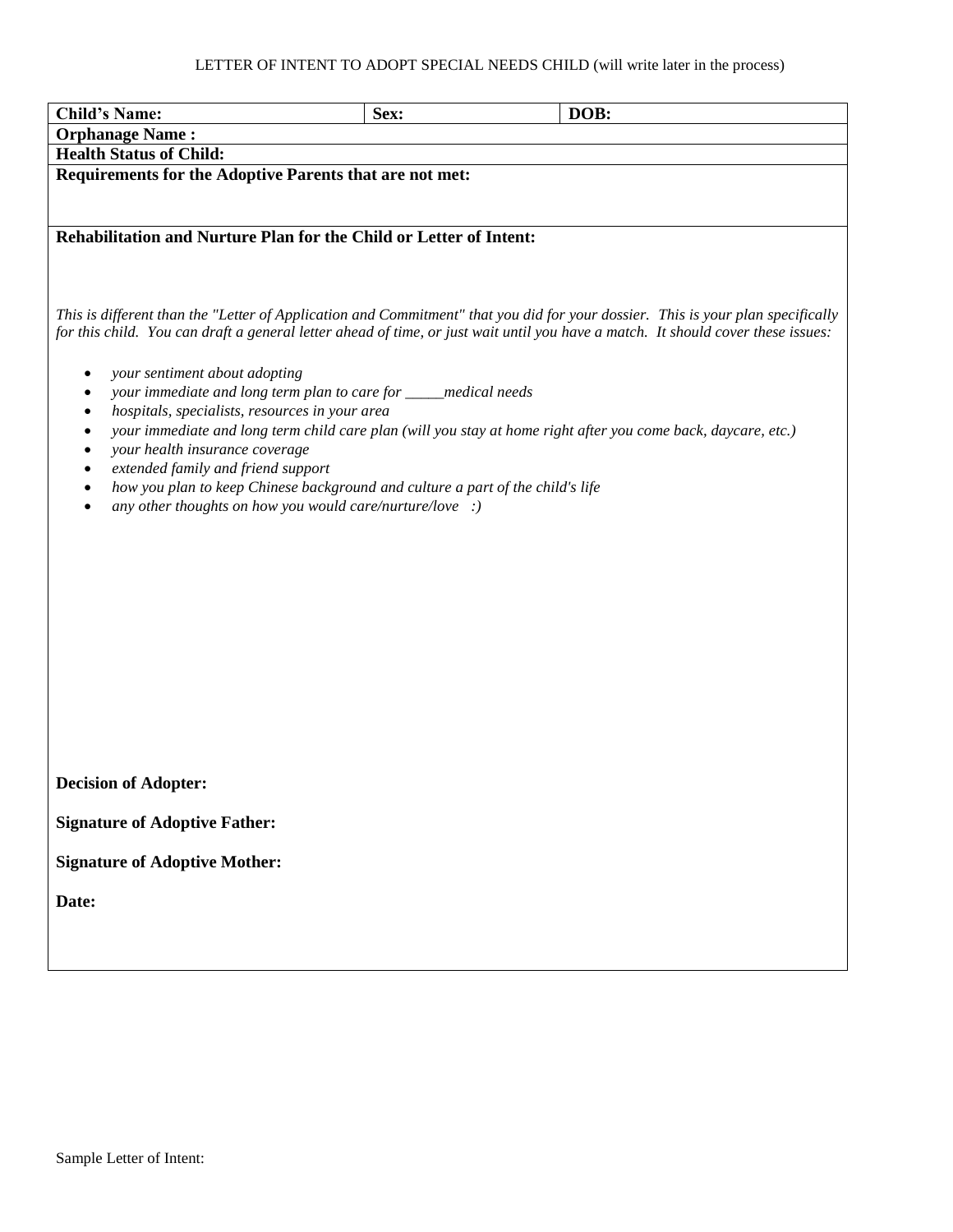LETTER OF INTENT TO ADOPT SPECIAL NEEDS CHILD (will write later in the process)

| **Child's Name:** | **Sex:** | **DOB:** |
|---|---|---|
| **Orphanage Name :** | | |
| **Health Status of Child:** | | |
| **Requirements for the Adoptive Parents that are not met:** | | |
| **Rehabilitation and Nurture Plan for the Child or Letter of Intent:** | | |

*This is different than the "Letter of Application and Commitment" that you did for your dossier. This is your plan specifically for this child. You can draft a general letter ahead of time, or just wait until you have a match. It should cover these issues:*

- *your sentiment about adopting*
- *your immediate and long term plan to care for _____medical needs*
- *hospitals, specialists, resources in your area*
- *your immediate and long term child care plan (will you stay at home right after you come back, daycare, etc.)*
- *your health insurance coverage*
- *extended family and friend support*
- *how you plan to keep Chinese background and culture a part of the child's life*
- *any other thoughts on how you would care/nurture/love :)*

**Decision of Adopter:**

**Signature of Adoptive Father:**

**Signature of Adoptive Mother:**

**Date:**

Sample Letter of Intent: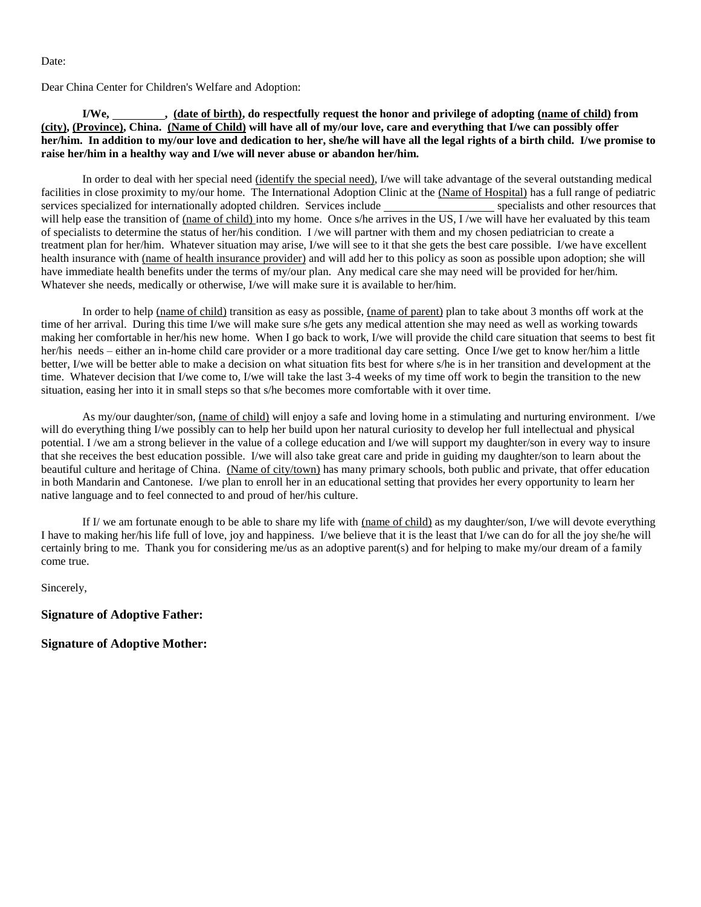Date:

Dear China Center for Children's Welfare and Adoption:

**I/We, \_\_\_\_\_\_\_\_\_, (date of birth), do respectfully request the honor and privilege of adopting (name of child) from (city), (Province), China. (Name of Child) will have all of my/our love, care and everything that I/we can possibly offer her/him. In addition to my/our love and dedication to her, she/he will have all the legal rights of a birth child. I/we promise to raise her/him in a healthy way and I/we will never abuse or abandon her/him.**

In order to deal with her special need (identify the special need), I/we will take advantage of the several outstanding medical facilities in close proximity to my/our home. The International Adoption Clinic at the (Name of Hospital) has a full range of pediatric services specialized for internationally adopted children. Services include \_\_\_\_\_\_\_\_\_\_\_\_\_\_\_\_\_\_\_ specialists and other resources that will help ease the transition of (name of child) into my home. Once s/he arrives in the US, I /we will have her evaluated by this team of specialists to determine the status of her/his condition. I /we will partner with them and my chosen pediatrician to create a treatment plan for her/him. Whatever situation may arise, I/we will see to it that she gets the best care possible. I/we have excellent health insurance with (name of health insurance provider) and will add her to this policy as soon as possible upon adoption; she will have immediate health benefits under the terms of my/our plan. Any medical care she may need will be provided for her/him. Whatever she needs, medically or otherwise, I/we will make sure it is available to her/him.

In order to help (name of child) transition as easy as possible, (name of parent) plan to take about 3 months off work at the time of her arrival. During this time I/we will make sure s/he gets any medical attention she may need as well as working towards making her comfortable in her/his new home. When I go back to work, I/we will provide the child care situation that seems to best fit her/his needs – either an in-home child care provider or a more traditional day care setting. Once I/we get to know her/him a little better, I/we will be better able to make a decision on what situation fits best for where s/he is in her transition and development at the time. Whatever decision that I/we come to, I/we will take the last 3-4 weeks of my time off work to begin the transition to the new situation, easing her into it in small steps so that s/he becomes more comfortable with it over time.

As my/our daughter/son, (name of child) will enjoy a safe and loving home in a stimulating and nurturing environment. I/we will do everything thing I/we possibly can to help her build upon her natural curiosity to develop her full intellectual and physical potential. I /we am a strong believer in the value of a college education and I/we will support my daughter/son in every way to insure that she receives the best education possible. I/we will also take great care and pride in guiding my daughter/son to learn about the beautiful culture and heritage of China. (Name of city/town) has many primary schools, both public and private, that offer education in both Mandarin and Cantonese. I/we plan to enroll her in an educational setting that provides her every opportunity to learn her native language and to feel connected to and proud of her/his culture.

If I/ we am fortunate enough to be able to share my life with (name of child) as my daughter/son, I/we will devote everything I have to making her/his life full of love, joy and happiness. I/we believe that it is the least that I/we can do for all the joy she/he will certainly bring to me. Thank you for considering me/us as an adoptive parent(s) and for helping to make my/our dream of a family come true.

Sincerely,

**Signature of Adoptive Father:**

**Signature of Adoptive Mother:**